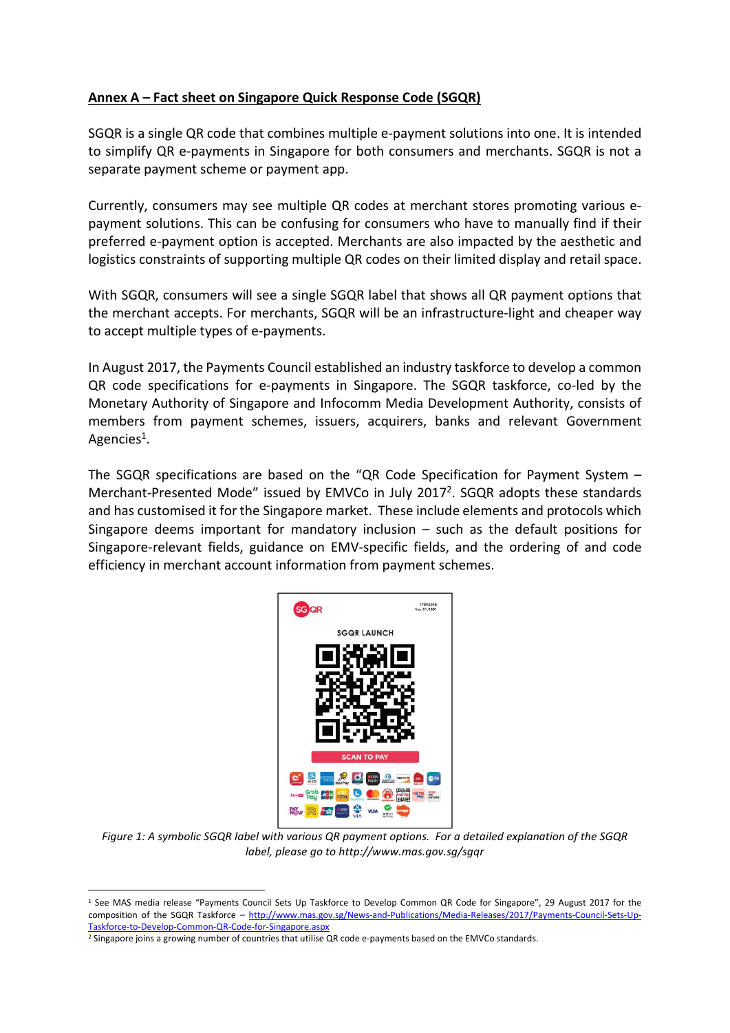**Annex A – Fact sheet on Singapore Quick Response Code (SGQR)**

SGQR is a single QR code that combines multiple e-payment solutions into one. It is intended to simplify QR e-payments in Singapore for both consumers and merchants. SGQR is not a separate payment scheme or payment app.

Currently, consumers may see multiple QR codes at merchant stores promoting various e-payment solutions. This can be confusing for consumers who have to manually find if their preferred e-payment option is accepted. Merchants are also impacted by the aesthetic and logistics constraints of supporting multiple QR codes on their limited display and retail space.

With SGQR, consumers will see a single SGQR label that shows all QR payment options that the merchant accepts. For merchants, SGQR will be an infrastructure-light and cheaper way to accept multiple types of e-payments.

In August 2017, the Payments Council established an industry taskforce to develop a common QR code specifications for e-payments in Singapore. The SGQR taskforce, co-led by the Monetary Authority of Singapore and Infocomm Media Development Authority, consists of members from payment schemes, issuers, acquirers, banks and relevant Government Agencies[1].

The SGQR specifications are based on the "QR Code Specification for Payment System – Merchant-Presented Mode" issued by EMVCo in July 2017[2]. SGQR adopts these standards and has customised it for the Singapore market. These include elements and protocols which Singapore deems important for mandatory inclusion – such as the default positions for Singapore-relevant fields, guidance on EMV-specific fields, and the ordering of and code efficiency in merchant account information from payment schemes.

*Figure 1: A symbolic SGQR label with various QR payment options. For a detailed explanation of the SGQR label, please go to http://www.mas.gov.sg/sgqr*

[1] See MAS media release "Payments Council Sets Up Taskforce to Develop Common QR Code for Singapore", 29 August 2017 for the composition of the SGQR Taskforce – http://www.mas.gov.sg/News-and-Publications/Media-Releases/2017/Payments-Council-Sets-Up-Taskforce-to-Develop-Common-QR-Code-for-Singapore.aspx

[2] Singapore joins a growing number of countries that utilise QR code e-payments based on the EMVCo standards.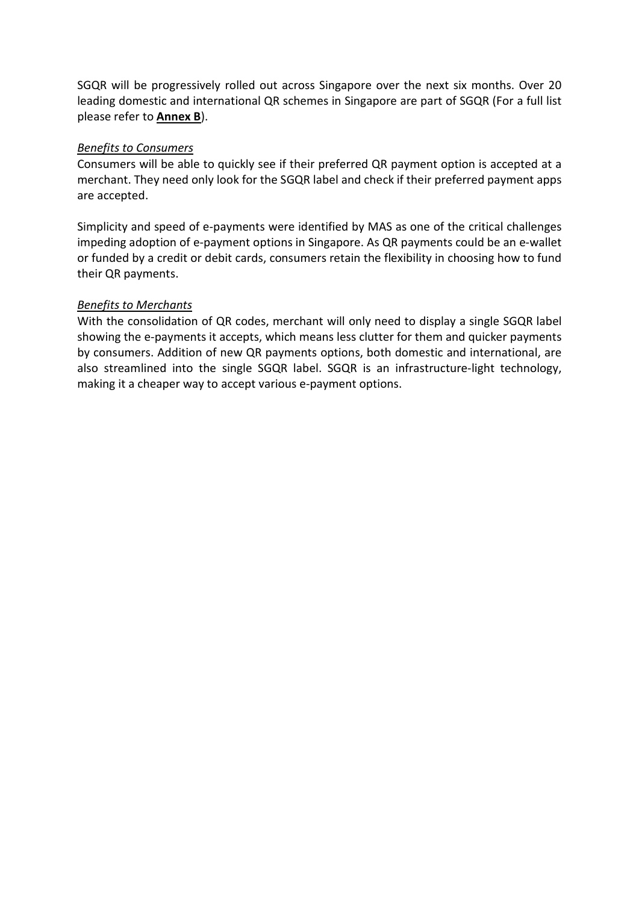SGQR will be progressively rolled out across Singapore over the next six months. Over 20 leading domestic and international QR schemes in Singapore are part of SGQR (For a full list please refer to **Annex B**).

*Benefits to Consumers*

Consumers will be able to quickly see if their preferred QR payment option is accepted at a merchant. They need only look for the SGQR label and check if their preferred payment apps are accepted.

Simplicity and speed of e-payments were identified by MAS as one of the critical challenges impeding adoption of e-payment options in Singapore. As QR payments could be an e-wallet or funded by a credit or debit cards, consumers retain the flexibility in choosing how to fund their QR payments.

*Benefits to Merchants*

With the consolidation of QR codes, merchant will only need to display a single SGQR label showing the e-payments it accepts, which means less clutter for them and quicker payments by consumers. Addition of new QR payments options, both domestic and international, are also streamlined into the single SGQR label. SGQR is an infrastructure-light technology, making it a cheaper way to accept various e-payment options.